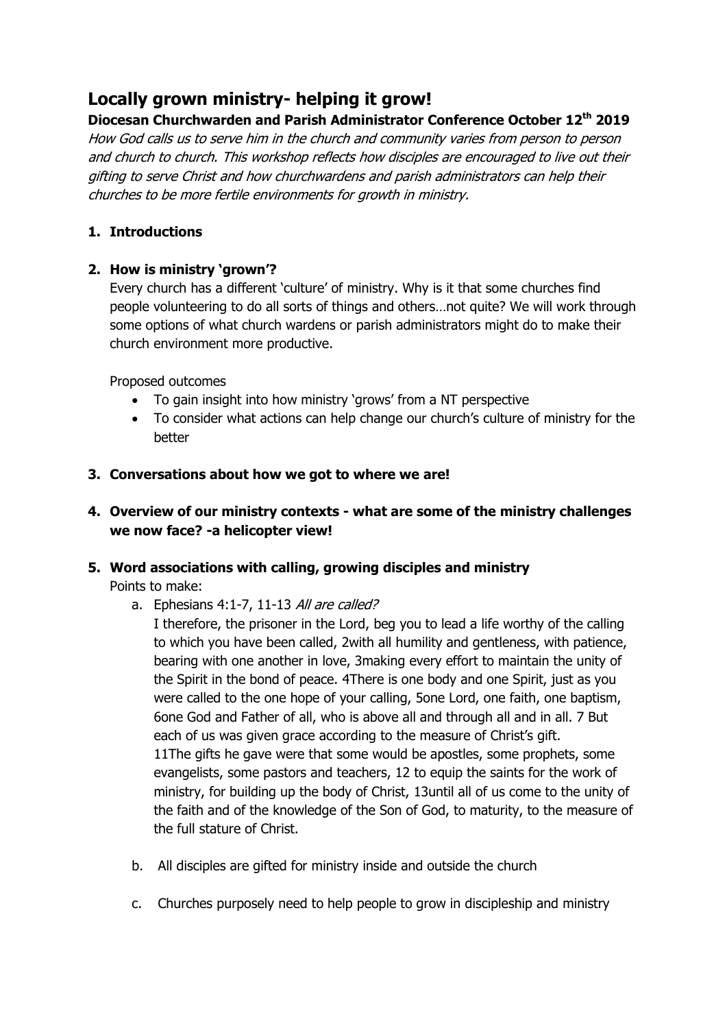# Locally grown ministry- helping it grow!

**Diocesan Churchwarden and Parish Administrator Conference October 12th 2019**

*How God calls us to serve him in the church and community varies from person to person and church to church. This workshop reflects how disciples are encouraged to live out their gifting to serve Christ and how churchwardens and parish administrators can help their churches to be more fertile environments for growth in ministry.*

1. **Introductions**

2. **How is ministry 'grown'?**

   Every church has a different 'culture' of ministry. Why is it that some churches find people volunteering to do all sorts of things and others…not quite? We will work through some options of what church wardens or parish administrators might do to make their church environment more productive.

   Proposed outcomes

   - To gain insight into how ministry 'grows' from a NT perspective
   - To consider what actions can help change our church's culture of ministry for the better

3. **Conversations about how we got to where we are!**

4. **Overview of our ministry contexts - what are some of the ministry challenges we now face? -a helicopter view!**

5. **Word associations with calling, growing disciples and ministry**

   Points to make:

   a. Ephesians 4:1-7, 11-13 *All are called?*

      I therefore, the prisoner in the Lord, beg you to lead a life worthy of the calling to which you have been called, 2with all humility and gentleness, with patience, bearing with one another in love, 3making every effort to maintain the unity of the Spirit in the bond of peace. 4There is one body and one Spirit, just as you were called to the one hope of your calling, 5one Lord, one faith, one baptism, 6one God and Father of all, who is above all and through all and in all. 7 But each of us was given grace according to the measure of Christ's gift. 11The gifts he gave were that some would be apostles, some prophets, some evangelists, some pastors and teachers, 12 to equip the saints for the work of ministry, for building up the body of Christ, 13until all of us come to the unity of the faith and of the knowledge of the Son of God, to maturity, to the measure of the full stature of Christ.

   b. All disciples are gifted for ministry inside and outside the church

   c. Churches purposely need to help people to grow in discipleship and ministry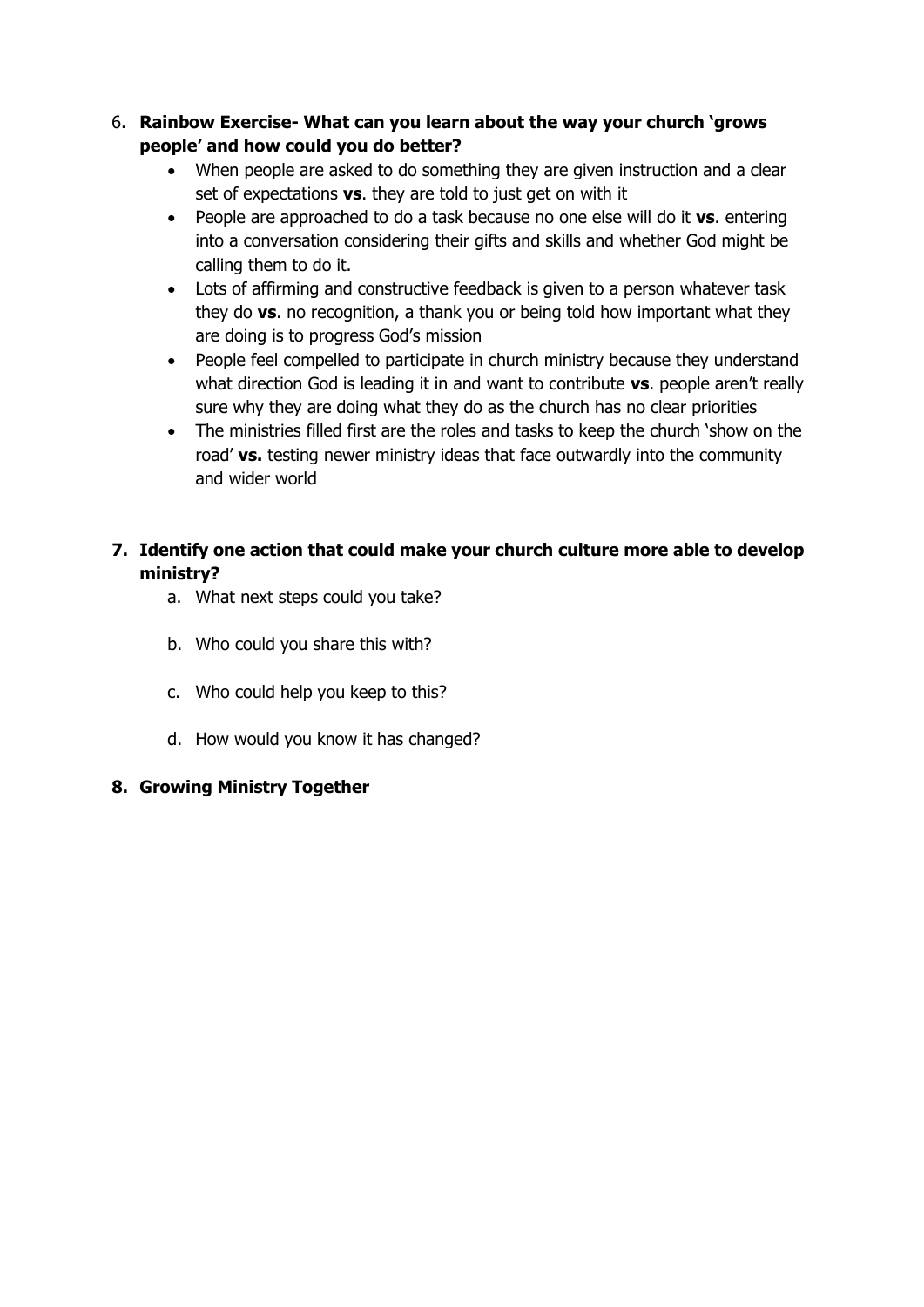6. **Rainbow Exercise- What can you learn about the way your church 'grows people' and how could you do better?**
   - When people are asked to do something they are given instruction and a clear set of expectations **vs**. they are told to just get on with it
   - People are approached to do a task because no one else will do it **vs**. entering into a conversation considering their gifts and skills and whether God might be calling them to do it.
   - Lots of affirming and constructive feedback is given to a person whatever task they do **vs**. no recognition, a thank you or being told how important what they are doing is to progress God's mission
   - People feel compelled to participate in church ministry because they understand what direction God is leading it in and want to contribute **vs**. people aren't really sure why they are doing what they do as the church has no clear priorities
   - The ministries filled first are the roles and tasks to keep the church 'show on the road' **vs.** testing newer ministry ideas that face outwardly into the community and wider world

7. **Identify one action that could make your church culture more able to develop ministry?**
   a. What next steps could you take?

   b. Who could you share this with?

   c. Who could help you keep to this?

   d. How would you know it has changed?

8. **Growing Ministry Together**